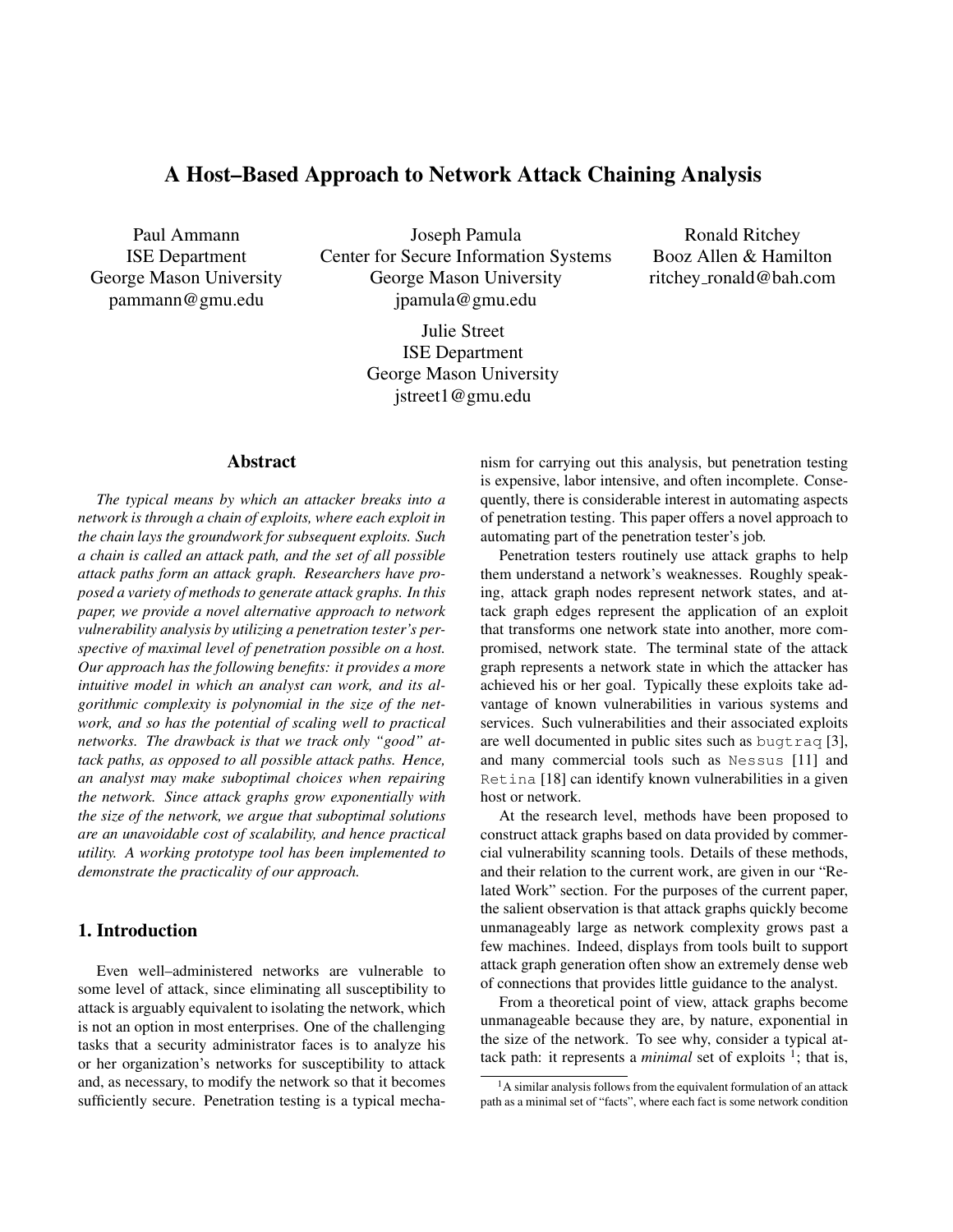# A Host–Based Approach to Network Attack Chaining Analysis

Paul Ammann
ISE Department
George Mason University
pammann@gmu.edu

Joseph Pamula
Center for Secure Information Systems
George Mason University
jpamula@gmu.edu

Ronald Ritchey
Booz Allen & Hamilton
ritchey_ronald@bah.com

Julie Street
ISE Department
George Mason University
jstreet1@gmu.edu

## Abstract

*The typical means by which an attacker breaks into a network is through a chain of exploits, where each exploit in the chain lays the groundwork for subsequent exploits. Such a chain is called an attack path, and the set of all possible attack paths form an attack graph. Researchers have proposed a variety of methods to generate attack graphs. In this paper, we provide a novel alternative approach to network vulnerability analysis by utilizing a penetration tester's perspective of maximal level of penetration possible on a host. Our approach has the following benefits: it provides a more intuitive model in which an analyst can work, and its algorithmic complexity is polynomial in the size of the network, and so has the potential of scaling well to practical networks. The drawback is that we track only "good" attack paths, as opposed to all possible attack paths. Hence, an analyst may make suboptimal choices when repairing the network. Since attack graphs grow exponentially with the size of the network, we argue that suboptimal solutions are an unavoidable cost of scalability, and hence practical utility. A working prototype tool has been implemented to demonstrate the practicality of our approach.*

## 1. Introduction

Even well–administered networks are vulnerable to some level of attack, since eliminating all susceptibility to attack is arguably equivalent to isolating the network, which is not an option in most enterprises. One of the challenging tasks that a security administrator faces is to analyze his or her organization's networks for susceptibility to attack and, as necessary, to modify the network so that it becomes sufficiently secure. Penetration testing is a typical mechanism for carrying out this analysis, but penetration testing is expensive, labor intensive, and often incomplete. Consequently, there is considerable interest in automating aspects of penetration testing. This paper offers a novel approach to automating part of the penetration tester's job.

Penetration testers routinely use attack graphs to help them understand a network's weaknesses. Roughly speaking, attack graph nodes represent network states, and attack graph edges represent the application of an exploit that transforms one network state into another, more compromised, network state. The terminal state of the attack graph represents a network state in which the attacker has achieved his or her goal. Typically these exploits take advantage of known vulnerabilities in various systems and services. Such vulnerabilities and their associated exploits are well documented in public sites such as `bugtraq` [3], and many commercial tools such as `Nessus` [11] and `Retina` [18] can identify known vulnerabilities in a given host or network.

At the research level, methods have been proposed to construct attack graphs based on data provided by commercial vulnerability scanning tools. Details of these methods, and their relation to the current work, are given in our "Related Work" section. For the purposes of the current paper, the salient observation is that attack graphs quickly become unmanageably large as network complexity grows past a few machines. Indeed, displays from tools built to support attack graph generation often show an extremely dense web of connections that provides little guidance to the analyst.

From a theoretical point of view, attack graphs become unmanageable because they are, by nature, exponential in the size of the network. To see why, consider a typical attack path: it represents a *minimal* set of exploits [1]; that is,

[1] A similar analysis follows from the equivalent formulation of an attack path as a minimal set of "facts", where each fact is some network condition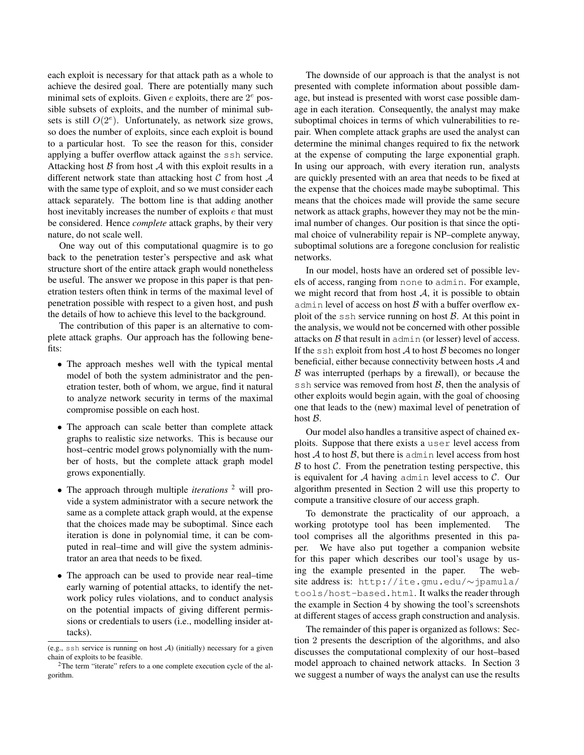each exploit is necessary for that attack path as a whole to achieve the desired goal. There are potentially many such minimal sets of exploits. Given $e$ exploits, there are $2^e$ possible subsets of exploits, and the number of minimal subsets is still $O(2^e)$. Unfortunately, as network size grows, so does the number of exploits, since each exploit is bound to a particular host. To see the reason for this, consider applying a buffer overflow attack against the `ssh` service. Attacking host $\mathcal{B}$ from host $\mathcal{A}$ with this exploit results in a different network state than attacking host $\mathcal{C}$ from host $\mathcal{A}$ with the same type of exploit, and so we must consider each attack separately. The bottom line is that adding another host inevitably increases the number of exploits $e$ that must be considered. Hence *complete* attack graphs, by their very nature, do not scale well.

One way out of this computational quagmire is to go back to the penetration tester's perspective and ask what structure short of the entire attack graph would nonetheless be useful. The answer we propose in this paper is that penetration testers often think in terms of the maximal level of penetration possible with respect to a given host, and push the details of how to achieve this level to the background.

The contribution of this paper is an alternative to complete attack graphs. Our approach has the following benefits:

- The approach meshes well with the typical mental model of both the system administrator and the penetration tester, both of whom, we argue, find it natural to analyze network security in terms of the maximal compromise possible on each host.
- The approach can scale better than complete attack graphs to realistic size networks. This is because our host–centric model grows polynomially with the number of hosts, but the complete attack graph model grows exponentially.
- The approach through multiple *iterations* [2] will provide a system administrator with a secure network the same as a complete attack graph would, at the expense that the choices made may be suboptimal. Since each iteration is done in polynomial time, it can be computed in real–time and will give the system administrator an area that needs to be fixed.
- The approach can be used to provide near real–time early warning of potential attacks, to identify the network policy rules violations, and to conduct analysis on the potential impacts of giving different permissions or credentials to users (i.e., modelling insider attacks).

(e.g., `ssh` service is running on host $\mathcal{A}$) (initially) necessary for a given chain of exploits to be feasible.

[2] The term "iterate" refers to a one complete execution cycle of the algorithm.

The downside of our approach is that the analyst is not presented with complete information about possible damage, but instead is presented with worst case possible damage in each iteration. Consequently, the analyst may make suboptimal choices in terms of which vulnerabilities to repair. When complete attack graphs are used the analyst can determine the minimal changes required to fix the network at the expense of computing the large exponential graph. In using our approach, with every iteration run, analysts are quickly presented with an area that needs to be fixed at the expense that the choices made maybe suboptimal. This means that the choices made will provide the same secure network as attack graphs, however they may not be the minimal number of changes. Our position is that since the optimal choice of vulnerability repair is NP–complete anyway, suboptimal solutions are a foregone conclusion for realistic networks.

In our model, hosts have an ordered set of possible levels of access, ranging from `none` to `admin`. For example, we might record that from host $\mathcal{A}$, it is possible to obtain `admin` level of access on host $\mathcal{B}$ with a buffer overflow exploit of the `ssh` service running on host $\mathcal{B}$. At this point in the analysis, we would not be concerned with other possible attacks on $\mathcal{B}$ that result in `admin` (or lesser) level of access. If the `ssh` exploit from host $\mathcal{A}$ to host $\mathcal{B}$ becomes no longer beneficial, either because connectivity between hosts $\mathcal{A}$ and $\mathcal{B}$ was interrupted (perhaps by a firewall), or because the `ssh` service was removed from host $\mathcal{B}$, then the analysis of other exploits would begin again, with the goal of choosing one that leads to the (new) maximal level of penetration of host $\mathcal{B}$.

Our model also handles a transitive aspect of chained exploits. Suppose that there exists a `user` level access from host $\mathcal{A}$ to host $\mathcal{B}$, but there is `admin` level access from host $\mathcal{B}$ to host $\mathcal{C}$. From the penetration testing perspective, this is equivalent for $\mathcal{A}$ having `admin` level access to $\mathcal{C}$. Our algorithm presented in Section 2 will use this property to compute a transitive closure of our access graph.

To demonstrate the practicality of our approach, a working prototype tool has been implemented. The tool comprises all the algorithms presented in this paper. We have also put together a companion website for this paper which describes our tool's usage by using the example presented in the paper. The website address is: `http://ite.gmu.edu/~jpamula/tools/host-based.html`. It walks the reader through the example in Section 4 by showing the tool's screenshots at different stages of access graph construction and analysis.

The remainder of this paper is organized as follows: Section 2 presents the description of the algorithms, and also discusses the computational complexity of our host–based model approach to chained network attacks. In Section 3 we suggest a number of ways the analyst can use the results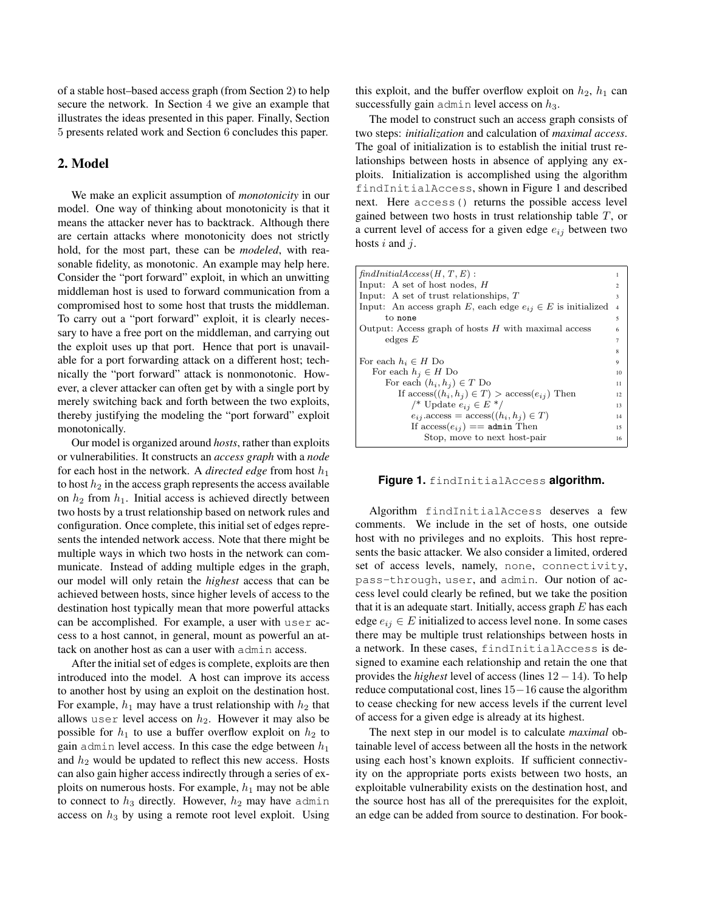of a stable host–based access graph (from Section 2) to help secure the network. In Section 4 we give an example that illustrates the ideas presented in this paper. Finally, Section 5 presents related work and Section 6 concludes this paper.

## 2. Model

We make an explicit assumption of *monotonicity* in our model. One way of thinking about monotonicity is that it means the attacker never has to backtrack. Although there are certain attacks where monotonicity does not strictly hold, for the most part, these can be *modeled*, with reasonable fidelity, as monotonic. An example may help here. Consider the "port forward" exploit, in which an unwitting middleman host is used to forward communication from a compromised host to some host that trusts the middleman. To carry out a "port forward" exploit, it is clearly necessary to have a free port on the middleman, and carrying out the exploit uses up that port. Hence that port is unavailable for a port forwarding attack on a different host; technically the "port forward" attack is nonmonotonic. However, a clever attacker can often get by with a single port by merely switching back and forth between the two exploits, thereby justifying the modeling the "port forward" exploit monotonically.

Our model is organized around *hosts*, rather than exploits or vulnerabilities. It constructs an *access graph* with a *node* for each host in the network. A *directed edge* from host $h_1$ to host $h_2$ in the access graph represents the access available on $h_2$ from $h_1$. Initial access is achieved directly between two hosts by a trust relationship based on network rules and configuration. Once complete, this initial set of edges represents the intended network access. Note that there might be multiple ways in which two hosts in the network can communicate. Instead of adding multiple edges in the graph, our model will only retain the *highest* access that can be achieved between hosts, since higher levels of access to the destination host typically mean that more powerful attacks can be accomplished. For example, a user with `user` access to a host cannot, in general, mount as powerful an attack on another host as can a user with `admin` access.

After the initial set of edges is complete, exploits are then introduced into the model. A host can improve its access to another host by using an exploit on the destination host. For example, $h_1$ may have a trust relationship with $h_2$ that allows `user` level access on $h_2$. However it may also be possible for $h_1$ to use a buffer overflow exploit on $h_2$ to gain `admin` level access. In this case the edge between $h_1$ and $h_2$ would be updated to reflect this new access. Hosts can also gain higher access indirectly through a series of exploits on numerous hosts. For example, $h_1$ may not be able to connect to $h_3$ directly. However, $h_2$ may have `admin` access on $h_3$ by using a remote root level exploit. Using this exploit, and the buffer overflow exploit on $h_2$, $h_1$ can successfully gain `admin` level access on $h_3$.

The model to construct such an access graph consists of two steps: *initialization* and calculation of *maximal access*. The goal of initialization is to establish the initial trust relationships between hosts in absence of applying any exploits. Initialization is accomplished using the algorithm `findInitialAccess`, shown in Figure 1 and described next. Here `access()` returns the possible access level gained between two hosts in trust relationship table $T$, or a current level of access for a given edge $e_{ij}$ between two hosts $i$ and $j$.

```
findInitialAccess(H, T, E) :                                        1
Input: A set of host nodes, H                                       2
Input: A set of trust relationships, T                              3
Input: An access graph E, each edge e_ij ∈ E is initialized         4
    to none                                                         5
Output: Access graph of hosts H with maximal access                 6
    edges E                                                         7
                                                                    8
For each h_i ∈ H Do                                                 9
  For each h_j ∈ H Do                                               10
    For each (h_i, h_j) ∈ T Do                                      11
      If access((h_i, h_j) ∈ T) > access(e_ij) Then                 12
        /* Update e_ij ∈ E */                                       13
        e_ij.access = access((h_i, h_j) ∈ T)                        14
        If access(e_ij) == admin Then                               15
          Stop, move to next host-pair                              16
```

**Figure 1.** `findInitialAccess` **algorithm.**

Algorithm `findInitialAccess` deserves a few comments. We include in the set of hosts, one outside host with no privileges and no exploits. This host represents the basic attacker. We also consider a limited, ordered set of access levels, namely, `none`, `connectivity`, `pass-through`, `user`, and `admin`. Our notion of access level could clearly be refined, but we take the position that it is an adequate start. Initially, access graph $E$ has each edge $e_{ij} \in E$ initialized to access level `none`. In some cases there may be multiple trust relationships between hosts in a network. In these cases, `findInitialAccess` is designed to examine each relationship and retain the one that provides the *highest* level of access (lines $12-14$). To help reduce computational cost, lines $15-16$ cause the algorithm to cease checking for new access levels if the current level of access for a given edge is already at its highest.

The next step in our model is to calculate *maximal* obtainable level of access between all the hosts in the network using each host's known exploits. If sufficient connectivity on the appropriate ports exists between two hosts, an exploitable vulnerability exists on the destination host, and the source host has all of the prerequisites for the exploit, an edge can be added from source to destination. For book-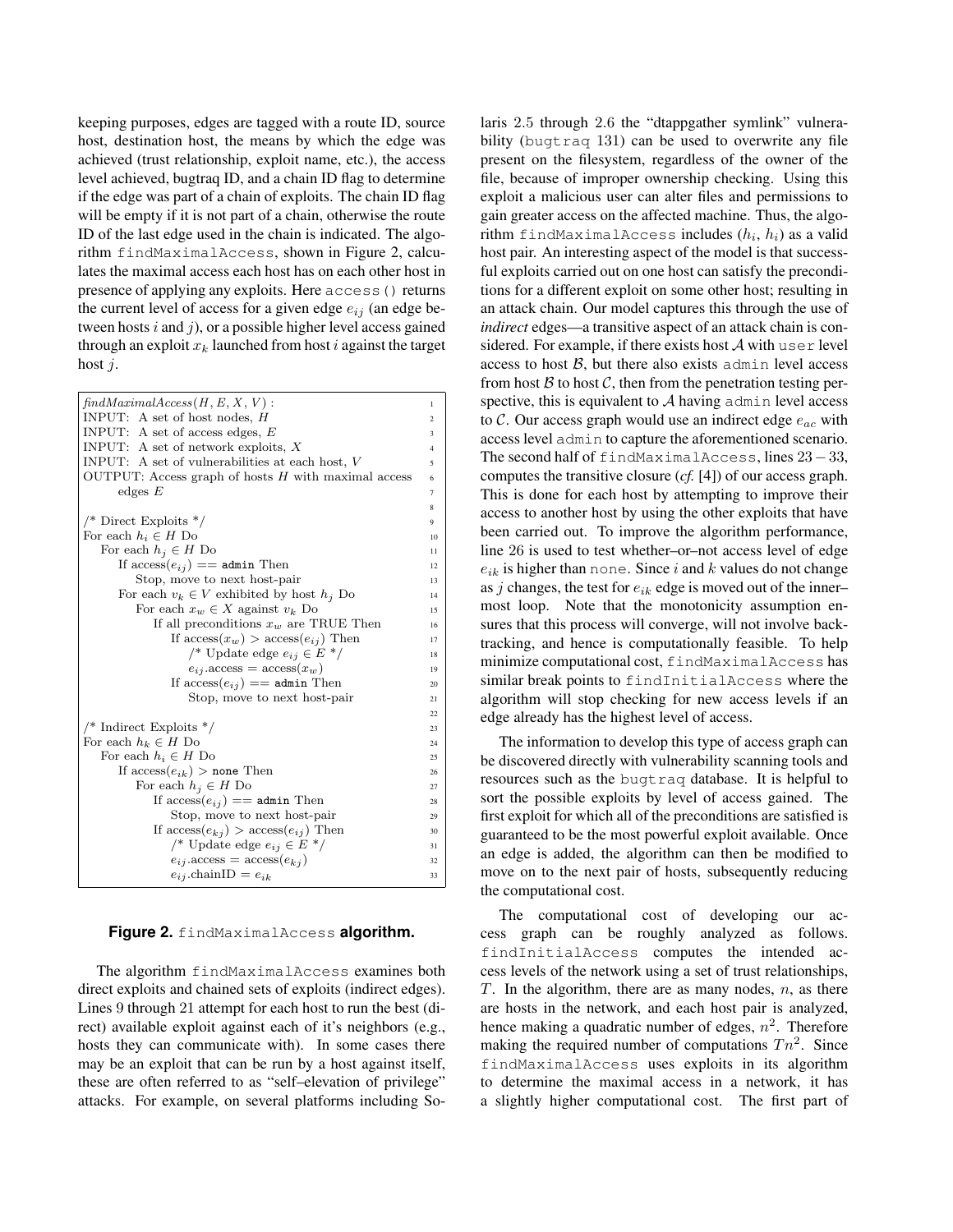keeping purposes, edges are tagged with a route ID, source host, destination host, the means by which the edge was achieved (trust relationship, exploit name, etc.), the access level achieved, bugtraq ID, and a chain ID flag to determine if the edge was part of a chain of exploits. The chain ID flag will be empty if it is not part of a chain, otherwise the route ID of the last edge used in the chain is indicated. The algorithm `findMaximalAccess`, shown in Figure 2, calculates the maximal access each host has on each other host in presence of applying any exploits. Here `access()` returns the current level of access for a given edge $e_{ij}$ (an edge between hosts $i$ and $j$), or a possible higher level access gained through an exploit $x_k$ launched from host $i$ against the target host $j$.

```
findMaximalAccess(H, E, X, V) :                                   1
INPUT:  A set of host nodes, H                                     2
INPUT:  A set of access edges, E                                   3
INPUT:  A set of network exploits, X                               4
INPUT:  A set of vulnerabilities at each host, V                   5
OUTPUT: Access graph of hosts H with maximal access                6
    edges E                                                        7
                                                                   8
/* Direct Exploits */                                              9
For each h_i ∈ H Do                                                10
  For each h_j ∈ H Do                                              11
    If access(e_ij) == admin Then                                  12
      Stop, move to next host-pair                                 13
    For each v_k ∈ V exhibited by host h_j Do                      14
      For each x_w ∈ X against v_k Do                              15
        If all preconditions x_w are TRUE Then                     16
          If access(x_w) > access(e_ij) Then                       17
            /* Update edge e_ij ∈ E */                             18
            e_ij.access = access(x_w)                              19
          If access(e_ij) == admin Then                            20
            Stop, move to next host-pair                           21
                                                                   22
/* Indirect Exploits */                                            23
For each h_k ∈ H Do                                                24
  For each h_i ∈ H Do                                              25
    If access(e_ik) > none Then                                    26
      For each h_j ∈ H Do                                          27
        If access(e_ij) == admin Then                              28
          Stop, move to next host-pair                             29
        If access(e_kj) > access(e_ij) Then                        30
          /* Update edge e_ij ∈ E */                               31
          e_ij.access = access(e_kj)                               32
          e_ij.chainID = e_ik                                      33
```

**Figure 2.** `findMaximalAccess` **algorithm.**

The algorithm `findMaximalAccess` examines both direct exploits and chained sets of exploits (indirect edges). Lines 9 through 21 attempt for each host to run the best (direct) available exploit against each of it's neighbors (e.g., hosts they can communicate with). In some cases there may be an exploit that can be run by a host against itself, these are often referred to as "self–elevation of privilege" attacks. For example, on several platforms including Solaris 2.5 through 2.6 the "dtappgather symlink" vulnerability (`bugtraq` 131) can be used to overwrite any file present on the filesystem, regardless of the owner of the file, because of improper ownership checking. Using this exploit a malicious user can alter files and permissions to gain greater access on the affected machine. Thus, the algorithm `findMaximalAccess` includes ($h_i$, $h_i$) as a valid host pair. An interesting aspect of the model is that successful exploits carried out on one host can satisfy the preconditions for a different exploit on some other host; resulting in an attack chain. Our model captures this through the use of *indirect* edges—a transitive aspect of an attack chain is considered. For example, if there exists host $\mathcal{A}$ with `user` level access to host $\mathcal{B}$, but there also exists `admin` level access from host $\mathcal{B}$ to host $\mathcal{C}$, then from the penetration testing perspective, this is equivalent to $\mathcal{A}$ having `admin` level access to $\mathcal{C}$. Our access graph would use an indirect edge $e_{ac}$ with access level `admin` to capture the aforementioned scenario. The second half of `findMaximalAccess`, lines $23-33$, computes the transitive closure (*cf.* [4]) of our access graph. This is done for each host by attempting to improve their access to another host by using the other exploits that have been carried out. To improve the algorithm performance, line 26 is used to test whether–or–not access level of edge $e_{ik}$ is higher than `none`. Since $i$ and $k$ values do not change as $j$ changes, the test for $e_{ik}$ edge is moved out of the inner–most loop. Note that the monotonicity assumption ensures that this process will converge, will not involve backtracking, and hence is computationally feasible. To help minimize computational cost, `findMaximalAccess` has similar break points to `findInitialAccess` where the algorithm will stop checking for new access levels if an edge already has the highest level of access.

The information to develop this type of access graph can be discovered directly with vulnerability scanning tools and resources such as the `bugtraq` database. It is helpful to sort the possible exploits by level of access gained. The first exploit for which all of the preconditions are satisfied is guaranteed to be the most powerful exploit available. Once an edge is added, the algorithm can then be modified to move on to the next pair of hosts, subsequently reducing the computational cost.

The computational cost of developing our access graph can be roughly analyzed as follows. `findInitialAccess` computes the intended access levels of the network using a set of trust relationships, $T$. In the algorithm, there are as many nodes, $n$, as there are hosts in the network, and each host pair is analyzed, hence making a quadratic number of edges, $n^2$. Therefore making the required number of computations $Tn^2$. Since `findMaximalAccess` uses exploits in its algorithm to determine the maximal access in a network, it has a slightly higher computational cost. The first part of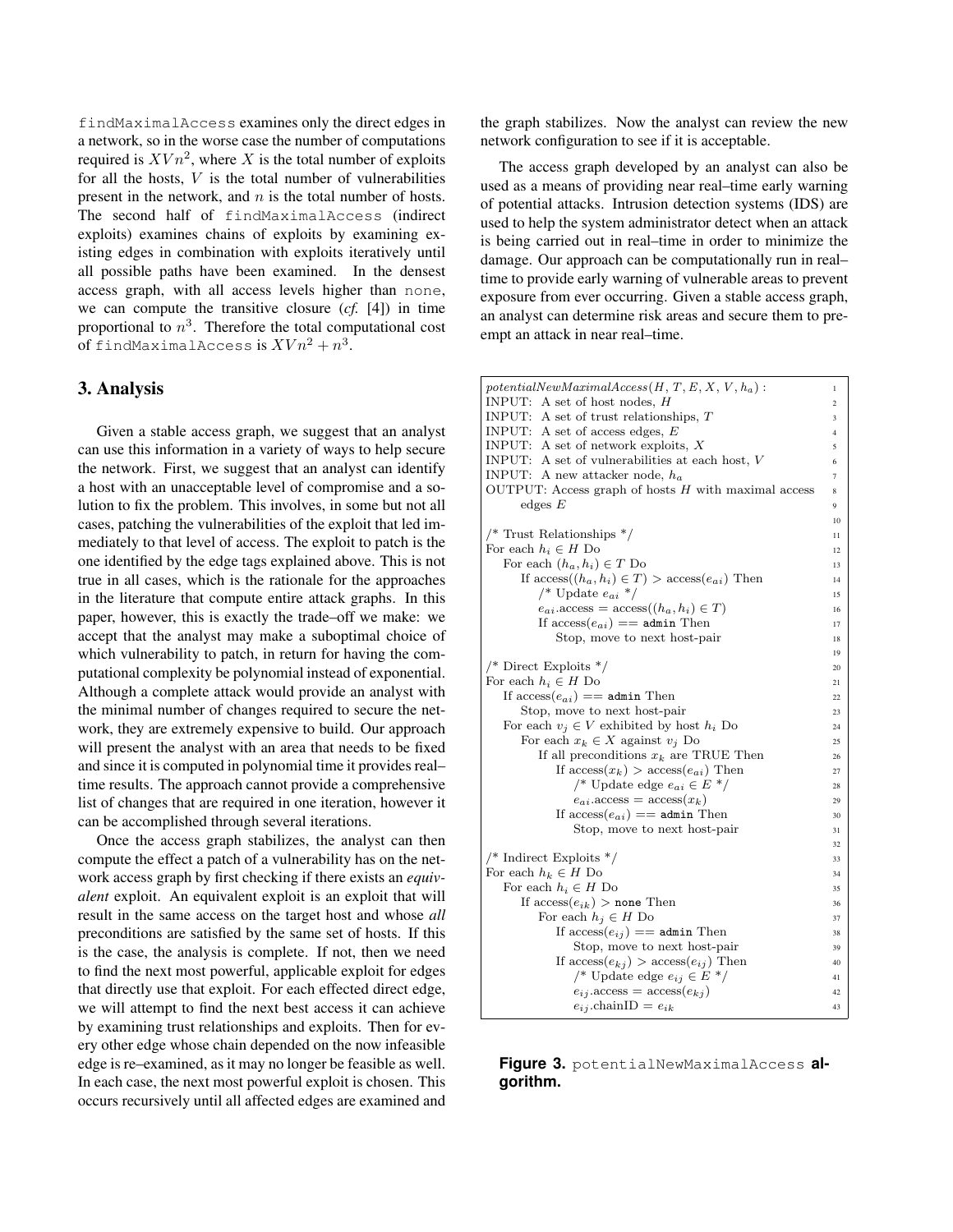`findMaximalAccess` examines only the direct edges in a network, so in the worse case the number of computations required is $XVn^2$, where $X$ is the total number of exploits for all the hosts, $V$ is the total number of vulnerabilities present in the network, and $n$ is the total number of hosts. The second half of `findMaximalAccess` (indirect exploits) examines chains of exploits by examining existing edges in combination with exploits iteratively until all possible paths have been examined. In the densest access graph, with all access levels higher than `none`, we can compute the transitive closure (*cf.* [4]) in time proportional to $n^3$. Therefore the total computational cost of `findMaximalAccess` is $XVn^2 + n^3$.

## 3. Analysis

Given a stable access graph, we suggest that an analyst can use this information in a variety of ways to help secure the network. First, we suggest that an analyst can identify a host with an unacceptable level of compromise and a solution to fix the problem. This involves, in some but not all cases, patching the vulnerabilities of the exploit that led immediately to that level of access. The exploit to patch is the one identified by the edge tags explained above. This is not true in all cases, which is the rationale for the approaches in the literature that compute entire attack graphs. In this paper, however, this is exactly the trade–off we make: we accept that the analyst may make a suboptimal choice of which vulnerability to patch, in return for having the computational complexity be polynomial instead of exponential. Although a complete attack would provide an analyst with the minimal number of changes required to secure the network, they are extremely expensive to build. Our approach will present the analyst with an area that needs to be fixed and since it is computed in polynomial time it provides real–time results. The approach cannot provide a comprehensive list of changes that are required in one iteration, however it can be accomplished through several iterations.

Once the access graph stabilizes, the analyst can then compute the effect a patch of a vulnerability has on the network access graph by first checking if there exists an *equivalent* exploit. An equivalent exploit is an exploit that will result in the same access on the target host and whose *all* preconditions are satisfied by the same set of hosts. If this is the case, the analysis is complete. If not, then we need to find the next most powerful, applicable exploit for edges that directly use that exploit. For each effected direct edge, we will attempt to find the next best access it can achieve by examining trust relationships and exploits. Then for every other edge whose chain depended on the now infeasible edge is re–examined, as it may no longer be feasible as well. In each case, the next most powerful exploit is chosen. This occurs recursively until all affected edges are examined and the graph stabilizes. Now the analyst can review the new network configuration to see if it is acceptable.

The access graph developed by an analyst can also be used as a means of providing near real–time early warning of potential attacks. Intrusion detection systems (IDS) are used to help the system administrator detect when an attack is being carried out in real–time in order to minimize the damage. Our approach can be computationally run in real–time to provide early warning of vulnerable areas to prevent exposure from ever occurring. Given a stable access graph, an analyst can determine risk areas and secure them to preempt an attack in near real–time.

```
potentialNewMaximalAccess(H, T, E, X, V, h_a) :                      1
INPUT: A set of host nodes, H                                        2
INPUT: A set of trust relationships, T                               3
INPUT: A set of access edges, E                                      4
INPUT: A set of network exploits, X                                  5
INPUT: A set of vulnerabilities at each host, V                      6
INPUT: A new attacker node, h_a                                      7
OUTPUT: Access graph of hosts H with maximal access                  8
    edges E                                                          9
                                                                     10
/* Trust Relationships */                                            11
For each h_i ∈ H Do                                                  12
  For each (h_a, h_i) ∈ T Do                                         13
    If access((h_a, h_i) ∈ T) > access(e_ai) Then                    14
      /* Update e_ai */                                              15
      e_ai.access = access((h_a, h_i) ∈ T)                           16
      If access(e_ai) == admin Then                                  17
        Stop, move to next host-pair                                 18
                                                                     19
/* Direct Exploits */                                                20
For each h_i ∈ H Do                                                  21
  If access(e_ai) == admin Then                                      22
    Stop, move to next host-pair                                     23
  For each v_j ∈ V exhibited by host h_i Do                          24
    For each x_k ∈ X against v_j Do                                  25
      If all preconditions x_k are TRUE Then                         26
        If access(x_k) > access(e_ai) Then                           27
          /* Update edge e_ai ∈ E */                                 28
          e_ai.access = access(x_k)                                  29
        If access(e_ai) == admin Then                                30
          Stop, move to next host-pair                               31
                                                                     32
/* Indirect Exploits */                                              33
For each h_k ∈ H Do                                                  34
  For each h_i ∈ H Do                                                35
    If access(e_ik) > none Then                                      36
      For each h_j ∈ H Do                                            37
        If access(e_ij) == admin Then                                38
          Stop, move to next host-pair                               39
        If access(e_kj) > access(e_ij) Then                          40
          /* Update edge e_ij ∈ E */                                 41
          e_ij.access = access(e_kj)                                 42
          e_ij.chainID = e_ik                                        43
```

**Figure 3.** `potentialNewMaximalAccess` **algorithm.**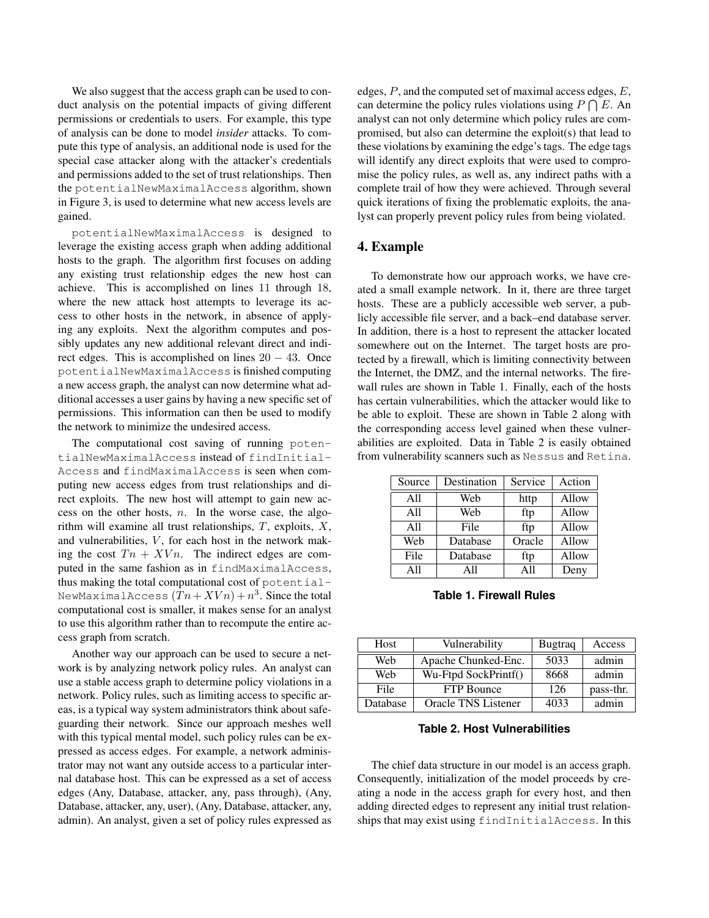We also suggest that the access graph can be used to conduct analysis on the potential impacts of giving different permissions or credentials to users. For example, this type of analysis can be done to model *insider* attacks. To compute this type of analysis, an additional node is used for the special case attacker along with the attacker's credentials and permissions added to the set of trust relationships. Then the potentialNewMaximalAccess algorithm, shown in Figure 3, is used to determine what new access levels are gained.

potentialNewMaximalAccess is designed to leverage the existing access graph when adding additional hosts to the graph. The algorithm first focuses on adding any existing trust relationship edges the new host can achieve. This is accomplished on lines 11 through 18, where the new attack host attempts to leverage its access to other hosts in the network, in absence of applying any exploits. Next the algorithm computes and possibly updates any new additional relevant direct and indirect edges. This is accomplished on lines $20 - 43$. Once potentialNewMaximalAccess is finished computing a new access graph, the analyst can now determine what additional accesses a user gains by having a new specific set of permissions. This information can then be used to modify the network to minimize the undesired access.

The computational cost saving of running potentialNewMaximalAccess instead of findInitialAccess and findMaximalAccess is seen when computing new access edges from trust relationships and direct exploits. The new host will attempt to gain new access on the other hosts, $n$. In the worse case, the algorithm will examine all trust relationships, $T$, exploits, $X$, and vulnerabilities, $V$, for each host in the network making the cost $Tn + XVn$. The indirect edges are computed in the same fashion as in findMaximalAccess, thus making the total computational cost of potentialNewMaximalAccess $(Tn + XVn) + n^3$. Since the total computational cost is smaller, it makes sense for an analyst to use this algorithm rather than to recompute the entire access graph from scratch.

Another way our approach can be used to secure a network is by analyzing network policy rules. An analyst can use a stable access graph to determine policy violations in a network. Policy rules, such as limiting access to specific areas, is a typical way system administrators think about safeguarding their network. Since our approach meshes well with this typical mental model, such policy rules can be expressed as access edges. For example, a network administrator may not want any outside access to a particular internal database host. This can be expressed as a set of access edges (Any, Database, attacker, any, pass through), (Any, Database, attacker, any, user), (Any, Database, attacker, any, admin). An analyst, given a set of policy rules expressed as edges, $P$, and the computed set of maximal access edges, $E$, can determine the policy rules violations using $P \bigcap E$. An analyst can not only determine which policy rules are compromised, but also can determine the exploit(s) that lead to these violations by examining the edge's tags. The edge tags will identify any direct exploits that were used to compromise the policy rules, as well as, any indirect paths with a complete trail of how they were achieved. Through several quick iterations of fixing the problematic exploits, the analyst can properly prevent policy rules from being violated.

## 4. Example

To demonstrate how our approach works, we have created a small example network. In it, there are three target hosts. These are a publicly accessible web server, a publicly accessible file server, and a back–end database server. In addition, there is a host to represent the attacker located somewhere out on the Internet. The target hosts are protected by a firewall, which is limiting connectivity between the Internet, the DMZ, and the internal networks. The firewall rules are shown in Table 1. Finally, each of the hosts has certain vulnerabilities, which the attacker would like to be able to exploit. These are shown in Table 2 along with the corresponding access level gained when these vulnerabilities are exploited. Data in Table 2 is easily obtained from vulnerability scanners such as Nessus and Retina.

| Source | Destination | Service | Action |
|---|---|---|---|
| All | Web | http | Allow |
| All | Web | ftp | Allow |
| All | File | ftp | Allow |
| Web | Database | Oracle | Allow |
| File | Database | ftp | Allow |
| All | All | All | Deny |

**Table 1. Firewall Rules**

| Host | Vulnerability | Bugtraq | Access |
|---|---|---|---|
| Web | Apache Chunked-Enc. | 5033 | admin |
| Web | Wu-Ftpd SockPrintf() | 8668 | admin |
| File | FTP Bounce | 126 | pass-thr. |
| Database | Oracle TNS Listener | 4033 | admin |

**Table 2. Host Vulnerabilities**

The chief data structure in our model is an access graph. Consequently, initialization of the model proceeds by creating a node in the access graph for every host, and then adding directed edges to represent any initial trust relationships that may exist using findInitialAccess. In this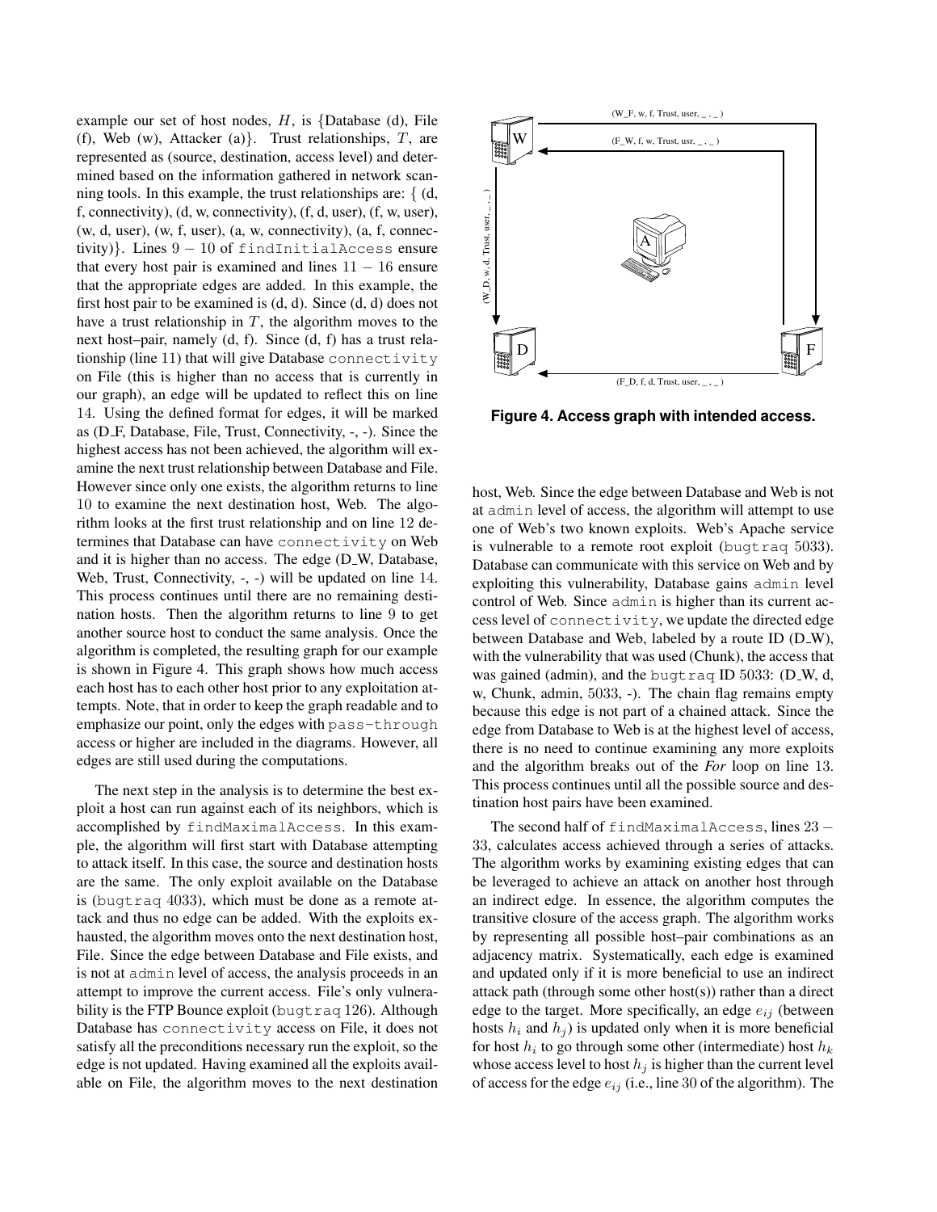example our set of host nodes, $H$, is {Database (d), File (f), Web (w), Attacker (a)}. Trust relationships, $T$, are represented as (source, destination, access level) and determined based on the information gathered in network scanning tools. In this example, the trust relationships are: { (d, f, connectivity), (d, w, connectivity), (f, d, user), (f, w, user), (w, d, user), (w, f, user), (a, w, connectivity), (a, f, connectivity)}. Lines $9-10$ of `findInitialAccess` ensure that every host pair is examined and lines $11-16$ ensure that the appropriate edges are added. In this example, the first host pair to be examined is (d, d). Since (d, d) does not have a trust relationship in $T$, the algorithm moves to the next host–pair, namely (d, f). Since (d, f) has a trust relationship (line 11) that will give Database `connectivity` on File (this is higher than no access that is currently in our graph), an edge will be updated to reflect this on line 14. Using the defined format for edges, it will be marked as (D_F, Database, File, Trust, Connectivity, -, -). Since the highest access has not been achieved, the algorithm will examine the next trust relationship between Database and File. However since only one exists, the algorithm returns to line 10 to examine the next destination host, Web. The algorithm looks at the first trust relationship and on line 12 determines that Database can have `connectivity` on Web and it is higher than no access. The edge (D_W, Database, Web, Trust, Connectivity, -, -) will be updated on line 14. This process continues until there are no remaining destination hosts. Then the algorithm returns to line 9 to get another source host to conduct the same analysis. Once the algorithm is completed, the resulting graph for our example is shown in Figure 4. This graph shows how much access each host has to each other host prior to any exploitation attempts. Note, that in order to keep the graph readable and to emphasize our point, only the edges with `pass-through` access or higher are included in the diagrams. However, all edges are still used during the computations.

The next step in the analysis is to determine the best exploit a host can run against each of its neighbors, which is accomplished by `findMaximalAccess`. In this example, the algorithm will first start with Database attempting to attack itself. In this case, the source and destination hosts are the same. The only exploit available on the Database is (`bugtraq` 4033), which must be done as a remote attack and thus no edge can be added. With the exploits exhausted, the algorithm moves onto the next destination host, File. Since the edge between Database and File exists, and is not at `admin` level of access, the analysis proceeds in an attempt to improve the current access. File's only vulnerability is the FTP Bounce exploit (`bugtraq` 126). Although Database has `connectivity` access on File, it does not satisfy all the preconditions necessary run the exploit, so the edge is not updated. Having examined all the exploits available on File, the algorithm moves to the next destination host, Web. Since the edge between Database and Web is not at `admin` level of access, the algorithm will attempt to use one of Web's two known exploits. Web's Apache service is vulnerable to a remote root exploit (`bugtraq` 5033). Database can communicate with this service on Web and by exploiting this vulnerability, Database gains `admin` level control of Web. Since `admin` is higher than its current access level of `connectivity`, we update the directed edge between Database and Web, labeled by a route ID (D_W), with the vulnerability that was used (Chunk), the access that was gained (admin), and the `bugtraq` ID 5033: (D_W, d, w, Chunk, admin, 5033, -). The chain flag remains empty because this edge is not part of a chained attack. Since the edge from Database to Web is at the highest level of access, there is no need to continue examining any more exploits and the algorithm breaks out of the *For* loop on line 13. This process continues until all the possible source and destination host pairs have been examined.

(W_F, w, f, Trust, user, _ , _)
(F_W, f, w, Trust, usr, _ , _)
(W_D, w, d, Trust, user, _ , _)
(F_D, f, d, Trust, user, _ , _)

**Figure 4. Access graph with intended access.**

The second half of `findMaximalAccess`, lines $23-33$, calculates access achieved through a series of attacks. The algorithm works by examining existing edges that can be leveraged to achieve an attack on another host through an indirect edge. In essence, the algorithm computes the transitive closure of the access graph. The algorithm works by representing all possible host–pair combinations as an adjacency matrix. Systematically, each edge is examined and updated only if it is more beneficial to use an indirect attack path (through some other host(s)) rather than a direct edge to the target. More specifically, an edge $e_{ij}$ (between hosts $h_i$ and $h_j$) is updated only when it is more beneficial for host $h_i$ to go through some other (intermediate) host $h_k$ whose access level to host $h_j$ is higher than the current level of access for the edge $e_{ij}$ (i.e., line 30 of the algorithm). The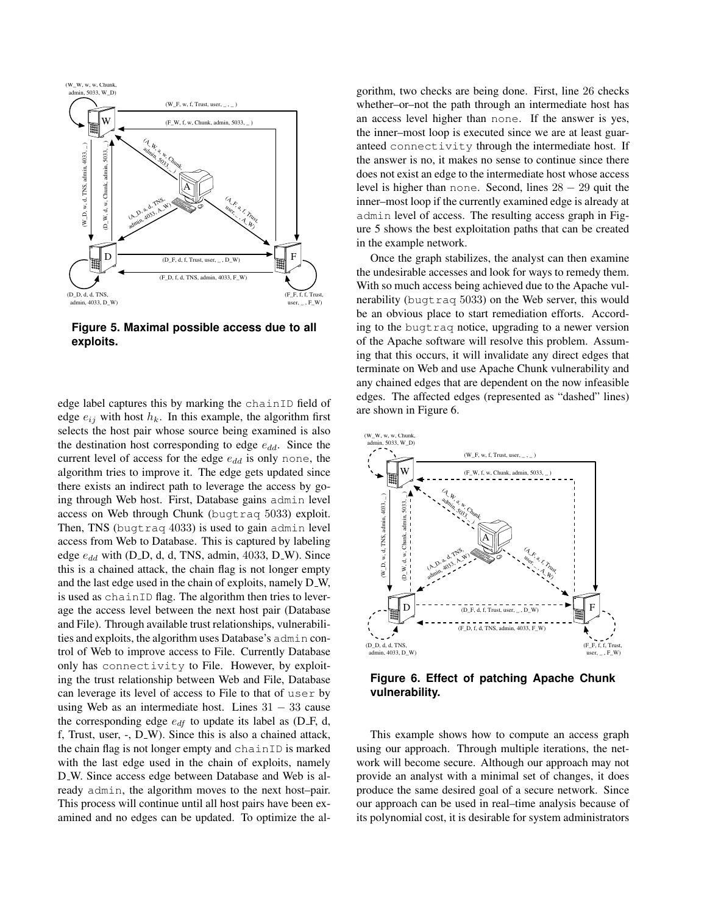**Figure 5. Maximal possible access due to all exploits.**

edge label captures this by marking the chainID field of edge $e_{ij}$ with host $h_k$. In this example, the algorithm first selects the host pair whose source being examined is also the destination host corresponding to edge $e_{dd}$. Since the current level of access for the edge $e_{dd}$ is only none, the algorithm tries to improve it. The edge gets updated since there exists an indirect path to leverage the access by going through Web host. First, Database gains admin level access on Web through Chunk (bugtraq 5033) exploit. Then, TNS (bugtraq 4033) is used to gain admin level access from Web to Database. This is captured by labeling edge $e_{dd}$ with (D_D, d, d, TNS, admin, 4033, D_W). Since this is a chained attack, the chain flag is not longer empty and the last edge used in the chain of exploits, namely D_W, is used as chainID flag. The algorithm then tries to leverage the access level between the next host pair (Database and File). Through available trust relationships, vulnerabilities and exploits, the algorithm uses Database's admin control of Web to improve access to File. Currently Database only has connectivity to File. However, by exploiting the trust relationship between Web and File, Database can leverage its level of access to File to that of user by using Web as an intermediate host. Lines $31-33$ cause the corresponding edge $e_{df}$ to update its label as (D_F, d, f, Trust, user, -, D_W). Since this is also a chained attack, the chain flag is not longer empty and chainID is marked with the last edge used in the chain of exploits, namely D_W. Since access edge between Database and Web is already admin, the algorithm moves to the next host–pair. This process will continue until all host pairs have been examined and no edges can be updated. To optimize the algorithm, two checks are being done. First, line 26 checks whether–or–not the path through an intermediate host has an access level higher than none. If the answer is yes, the inner–most loop is executed since we are at least guaranteed connectivity through the intermediate host. If the answer is no, it makes no sense to continue since there does not exist an edge to the intermediate host whose access level is higher than none. Second, lines $28-29$ quit the inner–most loop if the currently examined edge is already at admin level of access. The resulting access graph in Figure 5 shows the best exploitation paths that can be created in the example network.

Once the graph stabilizes, the analyst can then examine the undesirable accesses and look for ways to remedy them. With so much access being achieved due to the Apache vulnerability (bugtraq 5033) on the Web server, this would be an obvious place to start remediation efforts. According to the bugtraq notice, upgrading to a newer version of the Apache software will resolve this problem. Assuming that this occurs, it will invalidate any direct edges that terminate on Web and use Apache Chunk vulnerability and any chained edges that are dependent on the now infeasible edges. The affected edges (represented as "dashed" lines) are shown in Figure 6.

**Figure 6. Effect of patching Apache Chunk vulnerability.**

This example shows how to compute an access graph using our approach. Through multiple iterations, the network will become secure. Although our approach may not provide an analyst with a minimal set of changes, it does produce the same desired goal of a secure network. Since our approach can be used in real–time analysis because of its polynomial cost, it is desirable for system administrators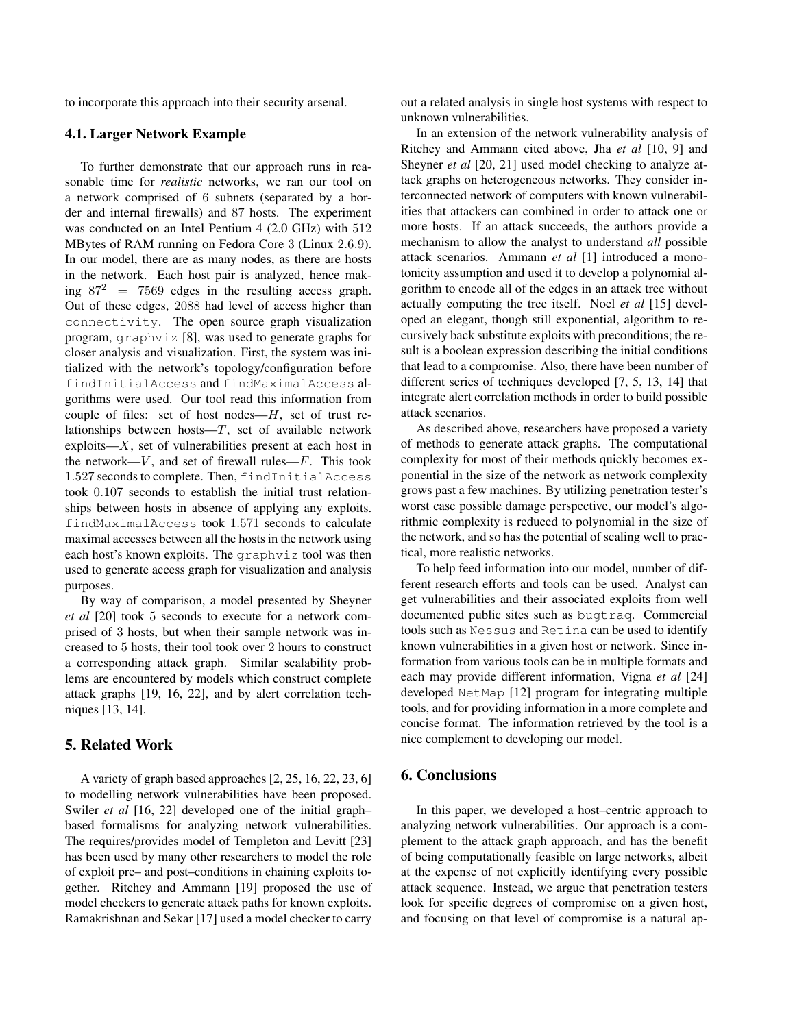to incorporate this approach into their security arsenal.

### 4.1. Larger Network Example

To further demonstrate that our approach runs in reasonable time for *realistic* networks, we ran our tool on a network comprised of 6 subnets (separated by a border and internal firewalls) and 87 hosts. The experiment was conducted on an Intel Pentium 4 (2.0 GHz) with 512 MBytes of RAM running on Fedora Core 3 (Linux 2.6.9). In our model, there are as many nodes, as there are hosts in the network. Each host pair is analyzed, hence making $87^2 = 7569$ edges in the resulting access graph. Out of these edges, 2088 had level of access higher than `connectivity`. The open source graph visualization program, `graphviz` [8], was used to generate graphs for closer analysis and visualization. First, the system was initialized with the network's topology/configuration before `findInitialAccess` and `findMaximalAccess` algorithms were used. Our tool read this information from couple of files: set of host nodes—$H$, set of trust relationships between hosts—$T$, set of available network exploits—$X$, set of vulnerabilities present at each host in the network—$V$, and set of firewall rules—$F$. This took 1.527 seconds to complete. Then, `findInitialAccess` took 0.107 seconds to establish the initial trust relationships between hosts in absence of applying any exploits. `findMaximalAccess` took 1.571 seconds to calculate maximal accesses between all the hosts in the network using each host's known exploits. The `graphviz` tool was then used to generate access graph for visualization and analysis purposes.

By way of comparison, a model presented by Sheyner *et al* [20] took 5 seconds to execute for a network comprised of 3 hosts, but when their sample network was increased to 5 hosts, their tool took over 2 hours to construct a corresponding attack graph. Similar scalability problems are encountered by models which construct complete attack graphs [19, 16, 22], and by alert correlation techniques [13, 14].

## 5. Related Work

A variety of graph based approaches [2, 25, 16, 22, 23, 6] to modelling network vulnerabilities have been proposed. Swiler *et al* [16, 22] developed one of the initial graph–based formalisms for analyzing network vulnerabilities. The requires/provides model of Templeton and Levitt [23] has been used by many other researchers to model the role of exploit pre– and post–conditions in chaining exploits together. Ritchey and Ammann [19] proposed the use of model checkers to generate attack paths for known exploits. Ramakrishnan and Sekar [17] used a model checker to carry out a related analysis in single host systems with respect to unknown vulnerabilities.

In an extension of the network vulnerability analysis of Ritchey and Ammann cited above, Jha *et al* [10, 9] and Sheyner *et al* [20, 21] used model checking to analyze attack graphs on heterogeneous networks. They consider interconnected network of computers with known vulnerabilities that attackers can combined in order to attack one or more hosts. If an attack succeeds, the authors provide a mechanism to allow the analyst to understand *all* possible attack scenarios. Ammann *et al* [1] introduced a monotonicity assumption and used it to develop a polynomial algorithm to encode all of the edges in an attack tree without actually computing the tree itself. Noel *et al* [15] developed an elegant, though still exponential, algorithm to recursively back substitute exploits with preconditions; the result is a boolean expression describing the initial conditions that lead to a compromise. Also, there have been number of different series of techniques developed [7, 5, 13, 14] that integrate alert correlation methods in order to build possible attack scenarios.

As described above, researchers have proposed a variety of methods to generate attack graphs. The computational complexity for most of their methods quickly becomes exponential in the size of the network as network complexity grows past a few machines. By utilizing penetration tester's worst case possible damage perspective, our model's algorithmic complexity is reduced to polynomial in the size of the network, and so has the potential of scaling well to practical, more realistic networks.

To help feed information into our model, number of different research efforts and tools can be used. Analyst can get vulnerabilities and their associated exploits from well documented public sites such as `bugtraq`. Commercial tools such as `Nessus` and `Retina` can be used to identify known vulnerabilities in a given host or network. Since information from various tools can be in multiple formats and each may provide different information, Vigna *et al* [24] developed `NetMap` [12] program for integrating multiple tools, and for providing information in a more complete and concise format. The information retrieved by the tool is a nice complement to developing our model.

## 6. Conclusions

In this paper, we developed a host–centric approach to analyzing network vulnerabilities. Our approach is a complement to the attack graph approach, and has the benefit of being computationally feasible on large networks, albeit at the expense of not explicitly identifying every possible attack sequence. Instead, we argue that penetration testers look for specific degrees of compromise on a given host, and focusing on that level of compromise is a natural ap-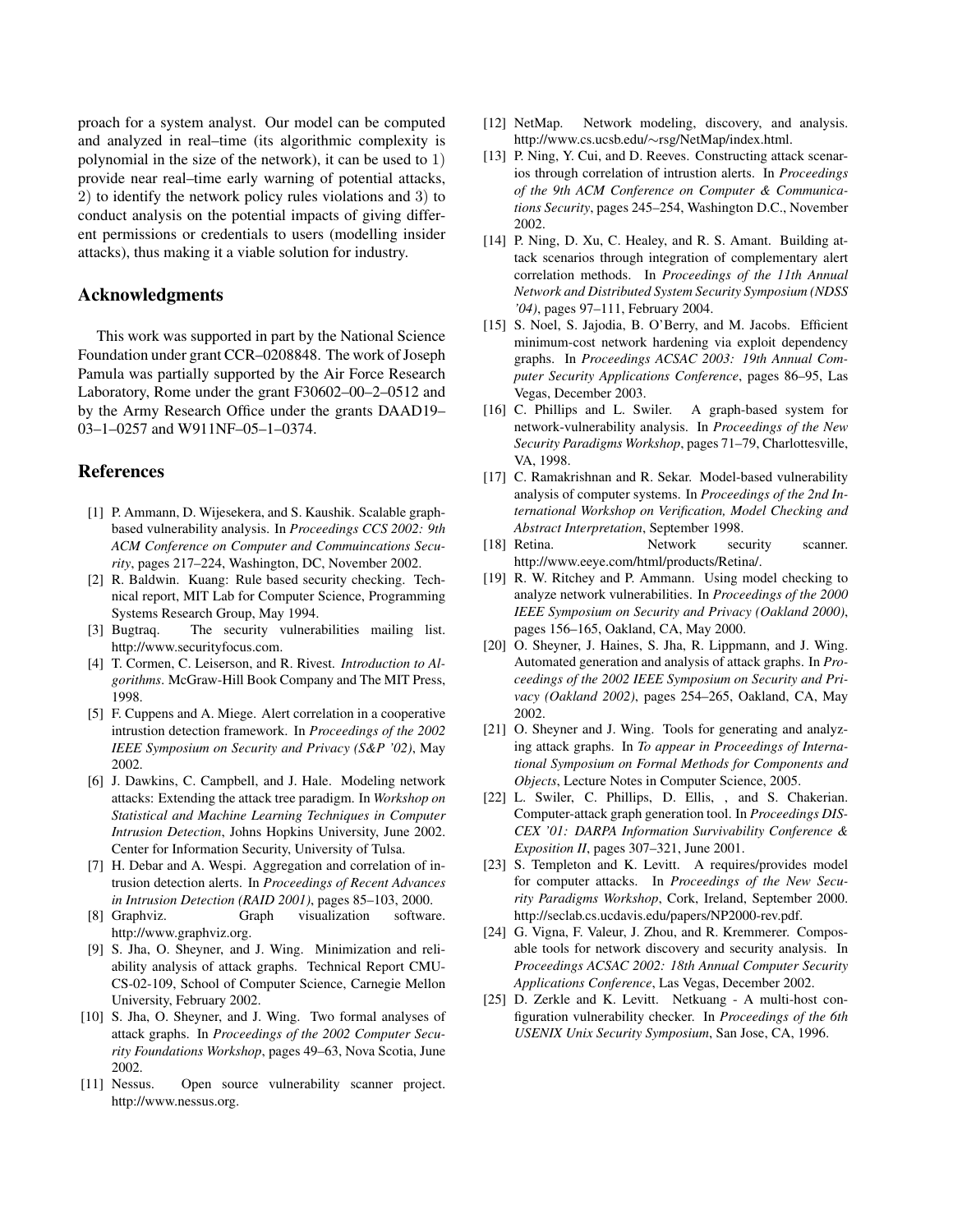proach for a system analyst. Our model can be computed and analyzed in real–time (its algorithmic complexity is polynomial in the size of the network), it can be used to 1) provide near real–time early warning of potential attacks, 2) to identify the network policy rules violations and 3) to conduct analysis on the potential impacts of giving different permissions or credentials to users (modelling insider attacks), thus making it a viable solution for industry.

## Acknowledgments

This work was supported in part by the National Science Foundation under grant CCR–0208848. The work of Joseph Pamula was partially supported by the Air Force Research Laboratory, Rome under the grant F30602–00–2–0512 and by the Army Research Office under the grants DAAD19–03–1–0257 and W911NF–05–1–0374.

## References

[1] P. Ammann, D. Wijesekera, and S. Kaushik. Scalable graph-based vulnerability analysis. In *Proceedings CCS 2002: 9th ACM Conference on Computer and Commuincations Security*, pages 217–224, Washington, DC, November 2002.

[2] R. Baldwin. Kuang: Rule based security checking. Technical report, MIT Lab for Computer Science, Programming Systems Research Group, May 1994.

[3] Bugtraq. The security vulnerabilities mailing list. http://www.securityfocus.com.

[4] T. Cormen, C. Leiserson, and R. Rivest. *Introduction to Algorithms*. McGraw-Hill Book Company and The MIT Press, 1998.

[5] F. Cuppens and A. Miege. Alert correlation in a cooperative intrusion detection framework. In *Proceedings of the 2002 IEEE Symposium on Security and Privacy (S&P '02)*, May 2002.

[6] J. Dawkins, C. Campbell, and J. Hale. Modeling network attacks: Extending the attack tree paradigm. In *Workshop on Statistical and Machine Learning Techniques in Computer Intrusion Detection*, Johns Hopkins University, June 2002. Center for Information Security, University of Tulsa.

[7] H. Debar and A. Wespi. Aggregation and correlation of intrusion detection alerts. In *Proceedings of Recent Advances in Intrusion Detection (RAID 2001)*, pages 85–103, 2000.

[8] Graphviz. Graph visualization software. http://www.graphviz.org.

[9] S. Jha, O. Sheyner, and J. Wing. Minimization and reliability analysis of attack graphs. Technical Report CMU-CS-02-109, School of Computer Science, Carnegie Mellon University, February 2002.

[10] S. Jha, O. Sheyner, and J. Wing. Two formal analyses of attack graphs. In *Proceedings of the 2002 Computer Security Foundations Workshop*, pages 49–63, Nova Scotia, June 2002.

[11] Nessus. Open source vulnerability scanner project. http://www.nessus.org.

[12] NetMap. Network modeling, discovery, and analysis. http://www.cs.ucsb.edu/∼rsg/NetMap/index.html.

[13] P. Ning, Y. Cui, and D. Reeves. Constructing attack scenarios through correlation of intrustion alerts. In *Proceedings of the 9th ACM Conference on Computer & Communications Security*, pages 245–254, Washington D.C., November 2002.

[14] P. Ning, D. Xu, C. Healey, and R. S. Amant. Building attack scenarios through integration of complementary alert correlation methods. In *Proceedings of the 11th Annual Network and Distributed System Security Symposium (NDSS '04)*, pages 97–111, February 2004.

[15] S. Noel, S. Jajodia, B. O'Berry, and M. Jacobs. Efficient minimum-cost network hardening via exploit dependency graphs. In *Proceedings ACSAC 2003: 19th Annual Computer Security Applications Conference*, pages 86–95, Las Vegas, December 2003.

[16] C. Phillips and L. Swiler. A graph-based system for network-vulnerability analysis. In *Proceedings of the New Security Paradigms Workshop*, pages 71–79, Charlottesville, VA, 1998.

[17] C. Ramakrishnan and R. Sekar. Model-based vulnerability analysis of computer systems. In *Proceedings of the 2nd International Workshop on Verification, Model Checking and Abstract Interpretation*, September 1998.

[18] Retina. Network security scanner. http://www.eeye.com/html/products/Retina/.

[19] R. W. Ritchey and P. Ammann. Using model checking to analyze network vulnerabilities. In *Proceedings of the 2000 IEEE Symposium on Security and Privacy (Oakland 2000)*, pages 156–165, Oakland, CA, May 2000.

[20] O. Sheyner, J. Haines, S. Jha, R. Lippmann, and J. Wing. Automated generation and analysis of attack graphs. In *Proceedings of the 2002 IEEE Symposium on Security and Privacy (Oakland 2002)*, pages 254–265, Oakland, CA, May 2002.

[21] O. Sheyner and J. Wing. Tools for generating and analyzing attack graphs. In *To appear in Proceedings of International Symposium on Formal Methods for Components and Objects*, Lecture Notes in Computer Science, 2005.

[22] L. Swiler, C. Phillips, D. Ellis, , and S. Chakerian. Computer-attack graph generation tool. In *Proceedings DISCEX '01: DARPA Information Survivability Conference & Exposition II*, pages 307–321, June 2001.

[23] S. Templeton and K. Levitt. A requires/provides model for computer attacks. In *Proceedings of the New Security Paradigms Workshop*, Cork, Ireland, September 2000. http://seclab.cs.ucdavis.edu/papers/NP2000-rev.pdf.

[24] G. Vigna, F. Valeur, J. Zhou, and R. Kremmerer. Composable tools for network discovery and security analysis. In *Proceedings ACSAC 2002: 18th Annual Computer Security Applications Conference*, Las Vegas, December 2002.

[25] D. Zerkle and K. Levitt. Netkuang - A multi-host configuration vulnerability checker. In *Proceedings of the 6th USENIX Unix Security Symposium*, San Jose, CA, 1996.